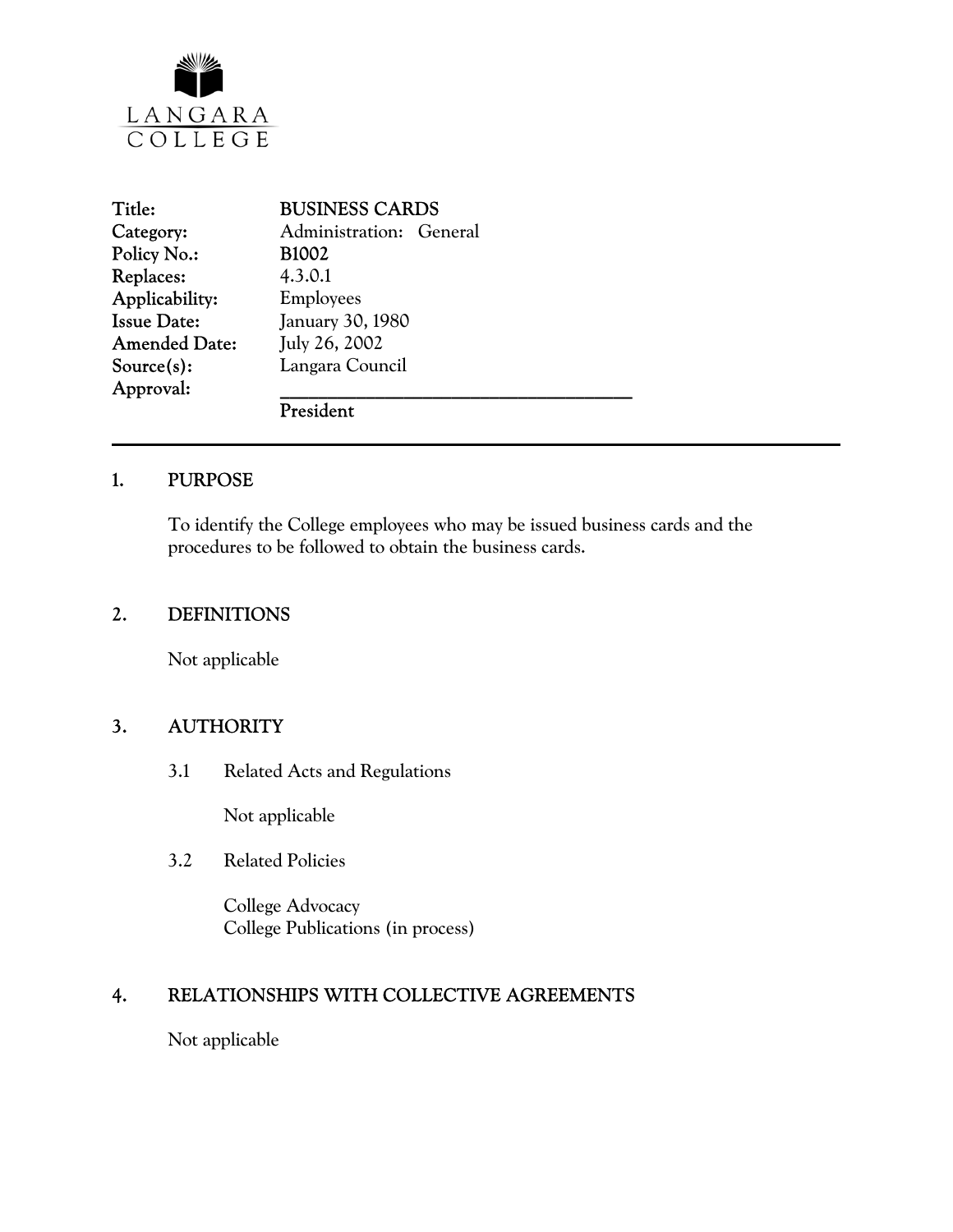LANGARA
COLLEGE

| | |
|---|---|
| **Title:** | **BUSINESS CARDS** |
| **Category:** | Administration: General |
| **Policy No.:** | **B1002** |
| **Replaces:** | 4.3.0.1 |
| **Applicability:** | Employees |
| **Issue Date:** | January 30, 1980 |
| **Amended Date:** | July 26, 2002 |
| **Source(s):** | Langara Council |
| **Approval:** | ______________________________ |
| | **President** |

---

## 1. PURPOSE

To identify the College employees who may be issued business cards and the procedures to be followed to obtain the business cards.

## 2. DEFINITIONS

Not applicable

## 3. AUTHORITY

### 3.1 Related Acts and Regulations

Not applicable

### 3.2 Related Policies

College Advocacy
College Publications (in process)

## 4. RELATIONSHIPS WITH COLLECTIVE AGREEMENTS

Not applicable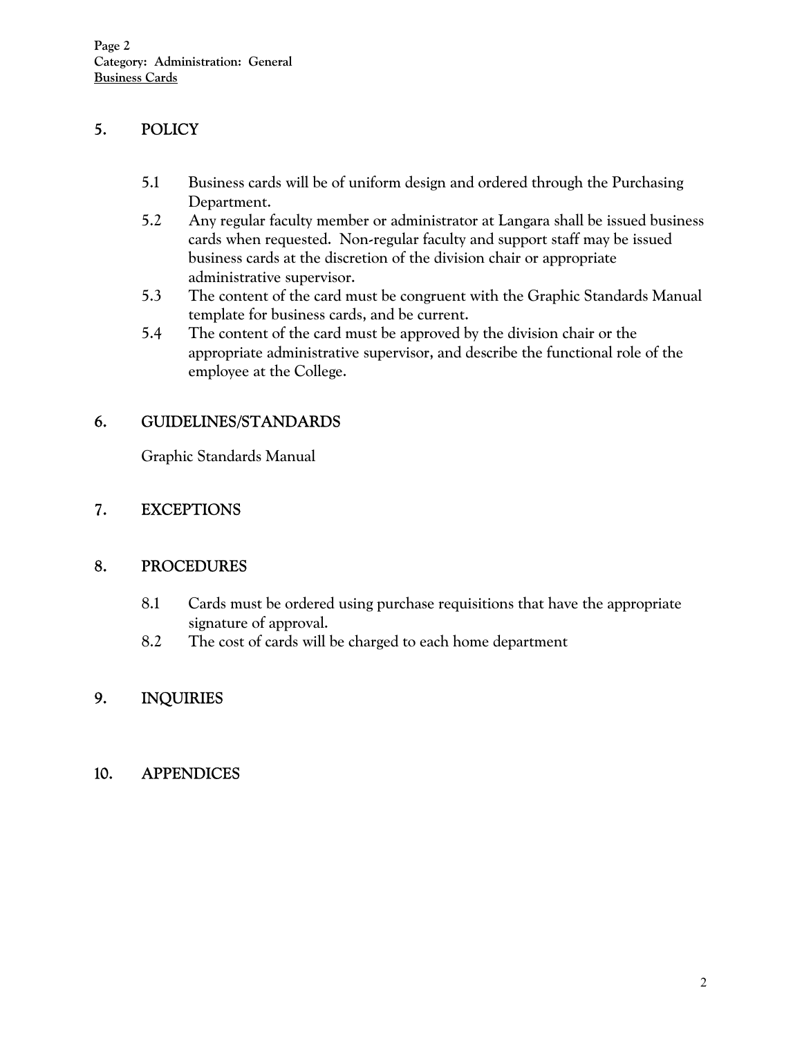## 5. POLICY

5.1 Business cards will be of uniform design and ordered through the Purchasing Department.

5.2 Any regular faculty member or administrator at Langara shall be issued business cards when requested. Non-regular faculty and support staff may be issued business cards at the discretion of the division chair or appropriate administrative supervisor.

5.3 The content of the card must be congruent with the Graphic Standards Manual template for business cards, and be current.

5.4 The content of the card must be approved by the division chair or the appropriate administrative supervisor, and describe the functional role of the employee at the College.

## 6. GUIDELINES/STANDARDS

Graphic Standards Manual

## 7. EXCEPTIONS

## 8. PROCEDURES

8.1 Cards must be ordered using purchase requisitions that have the appropriate signature of approval.

8.2 The cost of cards will be charged to each home department

## 9. INQUIRIES

## 10. APPENDICES